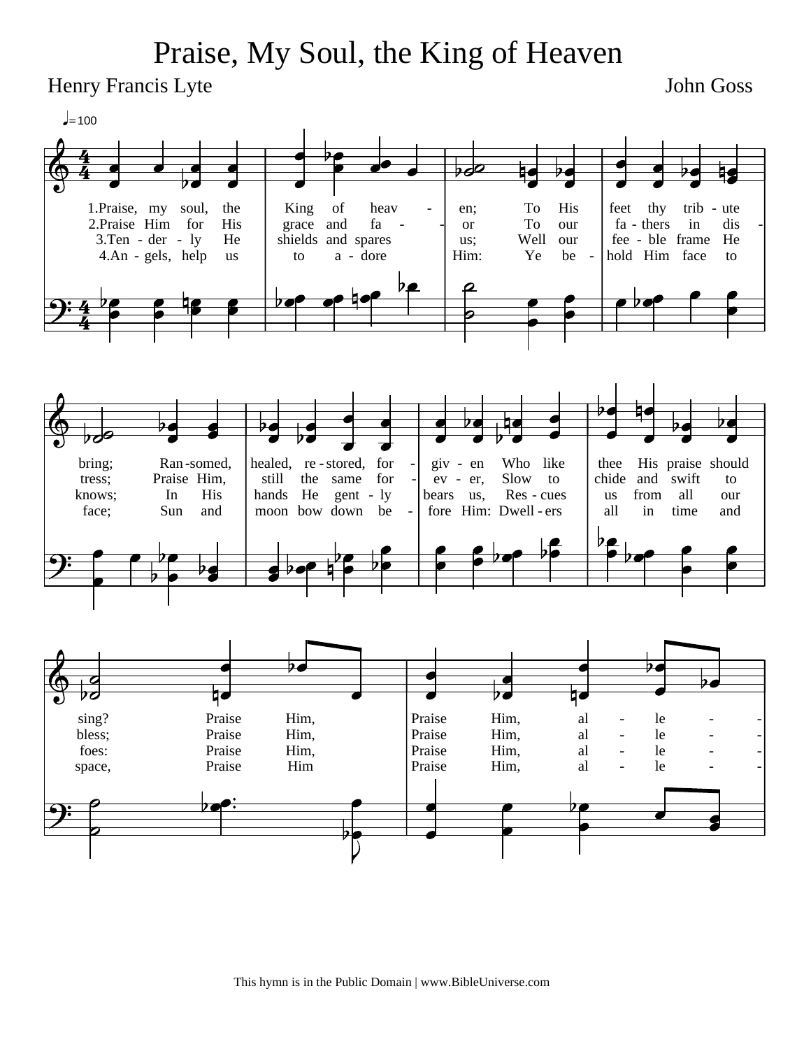# Praise, My Soul, the King of Heaven

Henry Francis Lyte

John Goss

♩= 100

1.Praise, my soul, the King of heav - en; To His feet thy trib - ute bring; Ran-somed, healed, re-stored, for - giv - en, Who like thee His praise should sing? Praise Him, Praise Him, al - le - -

2.Praise Him for His grace and fa - - or To our fa - thers in dis - tress; Praise Him, still the same for - ev - er, Slow to chide and swift to bless; Praise Him, Praise Him, al - le - -

3.Ten - der - ly He shields and spares us; Well our fee - ble frame He knows; In His hands He gent - ly bears us, Res - cues us from all our foes: Praise Him, Praise Him, al - le - -

4.An - gels, help us to a - dore Him: Ye be - hold Him face to face; Sun and moon bow down be - fore Him: Dwell - ers all in time and space, Praise Him Praise Him, al - le - -

This hymn is in the Public Domain | www.BibleUniverse.com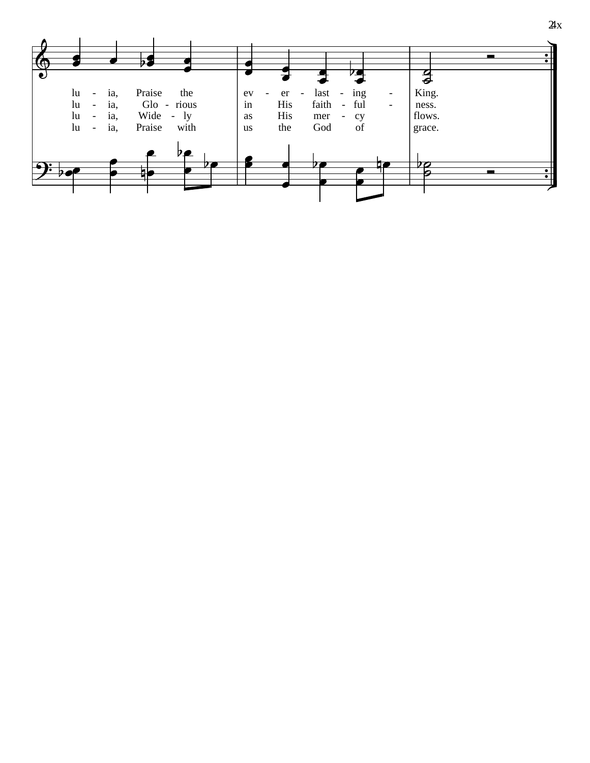lu - ia, Praise the ev - er - last - ing - King.

lu - ia, Glo - rious in His faith - ful - ness.

lu - ia, Wide - ly as His mer - cy flows.

lu - ia, Praise with us the God of grace.